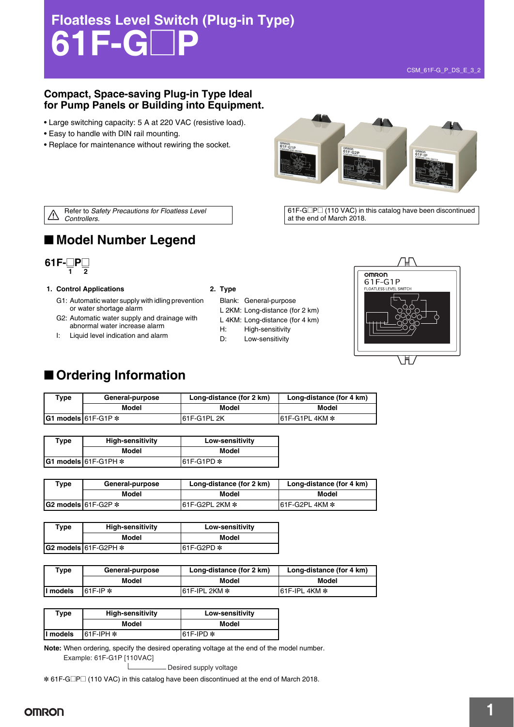# Floatless Level Switch (Plug-in Type)

# 61F-G□P

## Compact, Space-saving Plug-in Type Ideal for Pump Panels or Building into Equipment.

- Large switching capacity: 5 A at 220 VAC (resistive load).
- Easy to handle with DIN rail mounting.
- Replace for maintenance without rewiring the socket.

⚠ Refer to *Safety Precautions for Floatless Level Controllers.*

61F-G□P□ (110 VAC) in this catalog have been discontinued at the end of March 2018.

## ■ Model Number Legend

**61F-□P□**
1 2

**1. Control Applications**

G1: Automatic water supply with idling prevention or water shortage alarm

G2: Automatic water supply and drainage with abnormal water increase alarm

I: Liquid level indication and alarm

**2. Type**

Blank: General-purpose

L 2KM: Long-distance (for 2 km)

L 4KM: Long-distance (for 4 km)

H: High-sensitivity

D: Low-sensitivity

## ■ Ordering Information

| Type | General-purpose | Long-distance (for 2 km) | Long-distance (for 4 km) |
|---|---|---|---|
| | Model | Model | Model |
| G1 models | 61F-G1P ✻ | 61F-G1PL 2K | 61F-G1PL 4KM ✻ |

| Type | High-sensitivity | Low-sensitivity |
|---|---|---|
| | Model | Model |
| G1 models | 61F-G1PH ✻ | 61F-G1PD ✻ |

| Type | General-purpose | Long-distance (for 2 km) | Long-distance (for 4 km) |
|---|---|---|---|
| | Model | Model | Model |
| G2 models | 61F-G2P ✻ | 61F-G2PL 2KM ✻ | 61F-G2PL 4KM ✻ |

| Type | High-sensitivity | Low-sensitivity |
|---|---|---|
| | Model | Model |
| G2 models | 61F-G2PH ✻ | 61F-G2PD ✻ |

| Type | General-purpose | Long-distance (for 2 km) | Long-distance (for 4 km) |
|---|---|---|---|
| | Model | Model | Model |
| I models | 61F-IP ✻ | 61F-IPL 2KM ✻ | 61F-IPL 4KM ✻ |

| Type | High-sensitivity | Low-sensitivity |
|---|---|---|
| | Model | Model |
| I models | 61F-IPH ✻ | 61F-IPD ✻ |

**Note:** When ordering, specify the desired operating voltage at the end of the model number.
Example: 61F-G1P [110VAC]
Desired supply voltage

✻ 61F-G□P□ (110 VAC) in this catalog have been discontinued at the end of March 2018.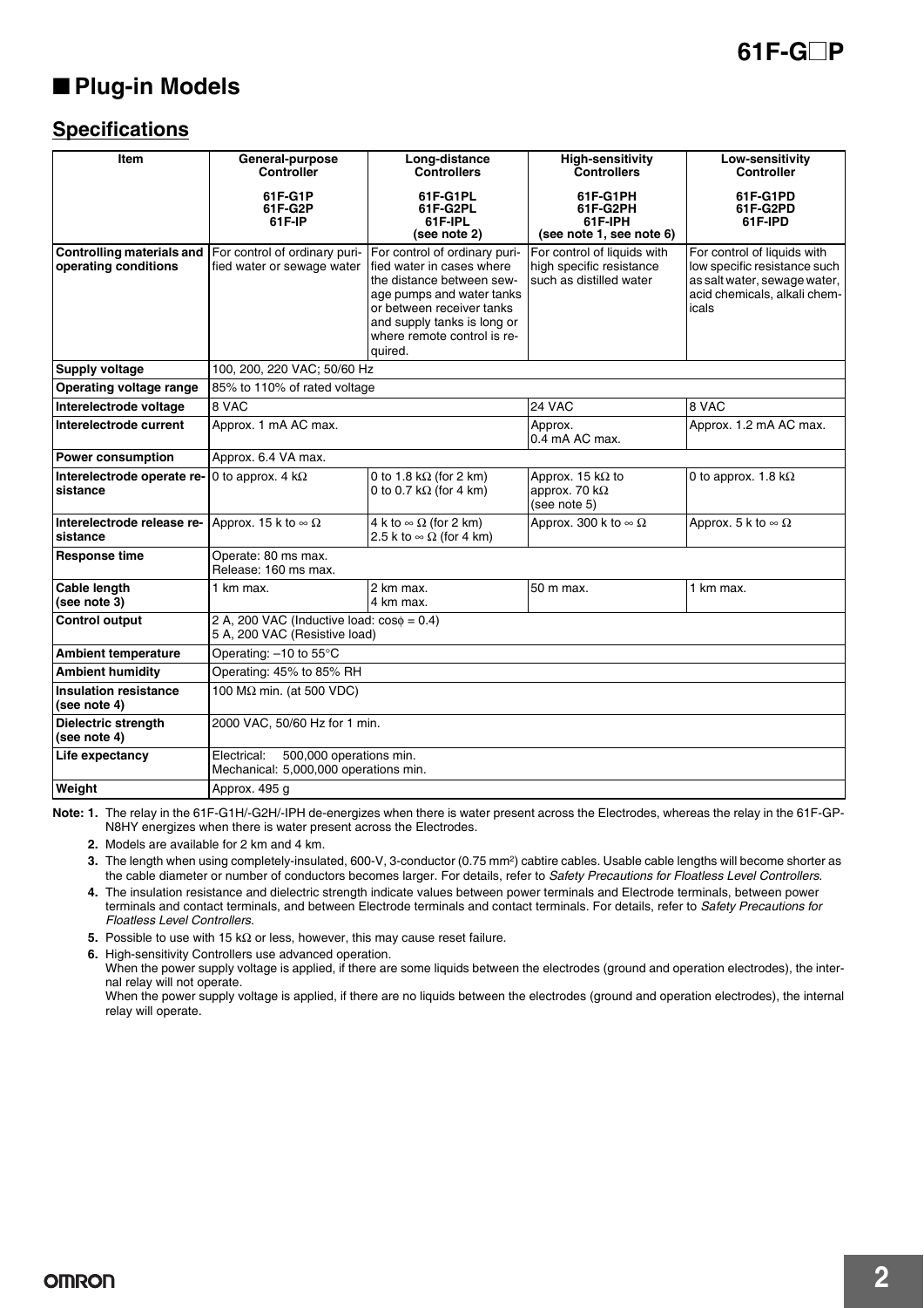## ■ Plug-in Models

### Specifications

| Item | General-purpose Controller<br>61F-G1P<br>61F-G2P<br>61F-IP | Long-distance Controllers<br>61F-G1PL<br>61F-G2PL<br>61F-IPL<br>(see note 2) | High-sensitivity Controllers<br>61F-G1PH<br>61F-G2PH<br>61F-IPH<br>(see note 1, see note 6) | Low-sensitivity Controller<br>61F-G1PD<br>61F-G2PD<br>61F-IPD |
|---|---|---|---|---|
| Controlling materials and operating conditions | For control of ordinary purified water or sewage water | For control of ordinary purified water in cases where the distance between sewage pumps and water tanks or between receiver tanks and supply tanks is long or where remote control is required. | For control of liquids with high specific resistance such as distilled water | For control of liquids with low specific resistance such as salt water, sewage water, acid chemicals, alkali chemicals |
| Supply voltage | 100, 200, 220 VAC; 50/60 Hz | | | |
| Operating voltage range | 85% to 110% of rated voltage | | | |
| Interelectrode voltage | 8 VAC | | 24 VAC | 8 VAC |
| Interelectrode current | Approx. 1 mA AC max. | | Approx. 0.4 mA AC max. | Approx. 1.2 mA AC max. |
| Power consumption | Approx. 6.4 VA max. | | | |
| Interelectrode operate resistance | 0 to approx. 4 kΩ | 0 to 1.8 kΩ (for 2 km)<br>0 to 0.7 kΩ (for 4 km) | Approx. 15 kΩ to approx. 70 kΩ (see note 5) | 0 to approx. 1.8 kΩ |
| Interelectrode release resistance | Approx. 15 k to ∞ Ω | 4 k to ∞ Ω (for 2 km)<br>2.5 k to ∞ Ω (for 4 km) | Approx. 300 k to ∞ Ω | Approx. 5 k to ∞ Ω |
| Response time | Operate: 80 ms max.<br>Release: 160 ms max. | | | |
| Cable length (see note 3) | 1 km max. | 2 km max.<br>4 km max. | 50 m max. | 1 km max. |
| Control output | 2 A, 200 VAC (Inductive load: cosφ = 0.4)<br>5 A, 200 VAC (Resistive load) | | | |
| Ambient temperature | Operating: −10 to 55°C | | | |
| Ambient humidity | Operating: 45% to 85% RH | | | |
| Insulation resistance (see note 4) | 100 MΩ min. (at 500 VDC) | | | |
| Dielectric strength (see note 4) | 2000 VAC, 50/60 Hz for 1 min. | | | |
| Life expectancy | Electrical: 500,000 operations min.<br>Mechanical: 5,000,000 operations min. | | | |
| Weight | Approx. 495 g | | | |

**Note: 1.** The relay in the 61F-G1H/-G2H/-IPH de-energizes when there is water present across the Electrodes, whereas the relay in the 61F-GP-N8HY energizes when there is water present across the Electrodes.

**2.** Models are available for 2 km and 4 km.

**3.** The length when using completely-insulated, 600-V, 3-conductor (0.75 mm²) cabtire cables. Usable cable lengths will become shorter as the cable diameter or number of conductors becomes larger. For details, refer to *Safety Precautions for Floatless Level Controllers*.

**4.** The insulation resistance and dielectric strength indicate values between power terminals and Electrode terminals, between power terminals and contact terminals, and between Electrode terminals and contact terminals. For details, refer to *Safety Precautions for Floatless Level Controllers*.

**5.** Possible to use with 15 kΩ or less, however, this may cause reset failure.

**6.** High-sensitivity Controllers use advanced operation.
When the power supply voltage is applied, if there are some liquids between the electrodes (ground and operation electrodes), the internal relay will not operate.
When the power supply voltage is applied, if there are no liquids between the electrodes (ground and operation electrodes), the internal relay will operate.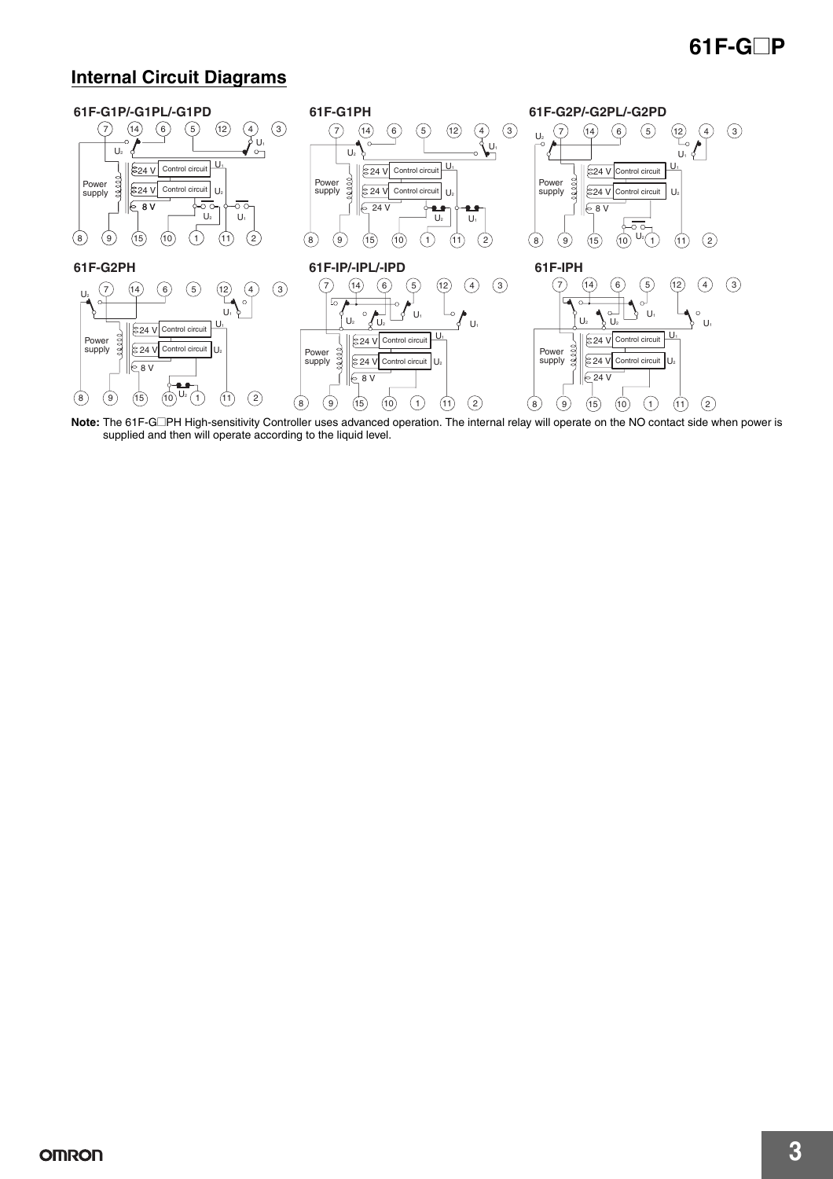## Internal Circuit Diagrams

**61F-G1P/-G1PL/-G1PD**

**61F-G1PH**

**61F-G2P/-G2PL/-G2PD**

**61F-G2PH**

**61F-IP/-IPL/-IPD**

**61F-IPH**

**Note:** The 61F-G□PH High-sensitivity Controller uses advanced operation. The internal relay will operate on the NO contact side when power is supplied and then will operate according to the liquid level.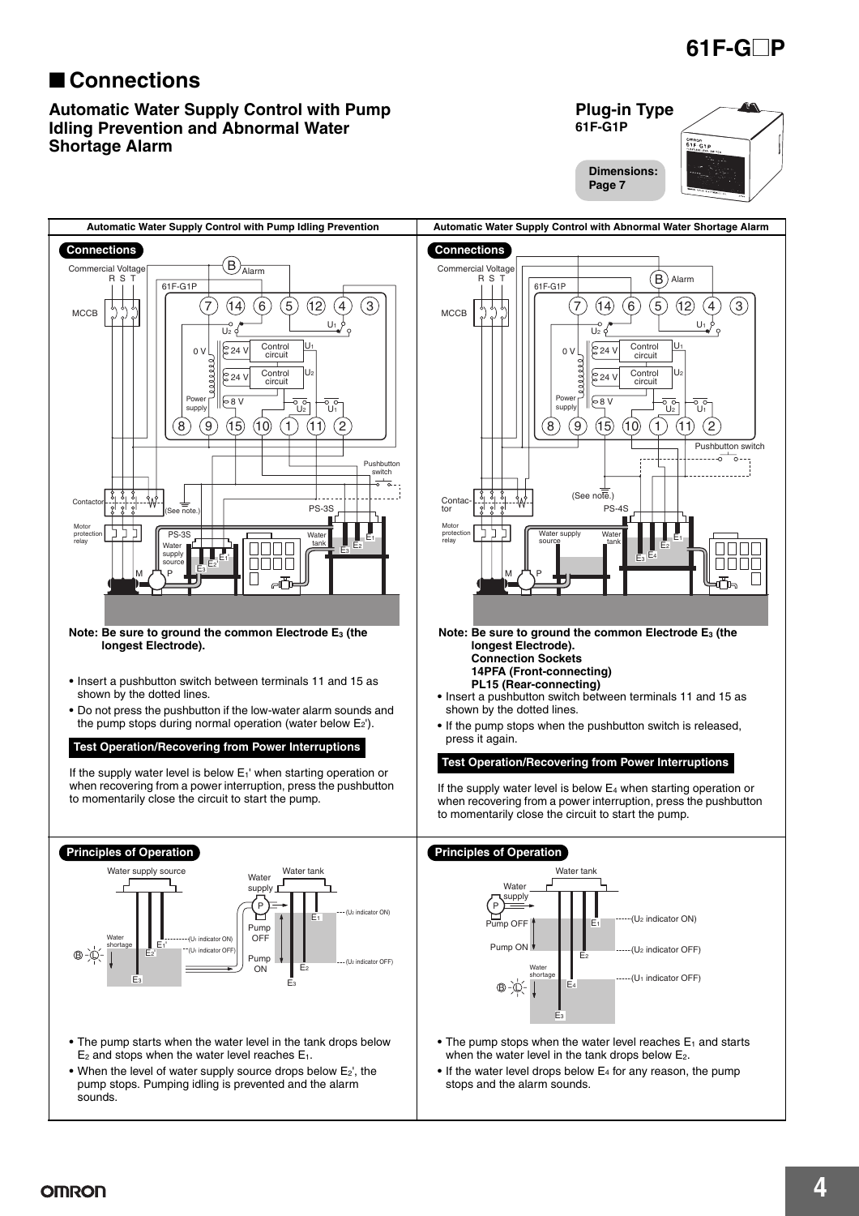## ■ Connections

### Automatic Water Supply Control with Pump Idling Prevention and Abnormal Water Shortage Alarm

**Plug-in Type**
**61F-G1P**

**Dimensions: Page 7**

### Automatic Water Supply Control with Pump Idling Prevention

#### Connections

**Note: Be sure to ground the common Electrode $E_3$ (the longest Electrode).**

- Insert a pushbutton switch between terminals 11 and 15 as shown by the dotted lines.
- Do not press the pushbutton if the low-water alarm sounds and the pump stops during normal operation (water below $E_2'$).

#### Test Operation/Recovering from Power Interruptions

If the supply water level is below $E_1'$ when starting operation or when recovering from a power interruption, press the pushbutton to momentarily close the circuit to start the pump.

#### Principles of Operation

- The pump starts when the water level in the tank drops below $E_2$ and stops when the water level reaches $E_1$.
- When the level of water supply source drops below $E_2'$, the pump stops. Pumping idling is prevented and the alarm sounds.

### Automatic Water Supply Control with Abnormal Water Shortage Alarm

#### Connections

**Note: Be sure to ground the common Electrode $E_3$ (the longest Electrode).**
**Connection Sockets**
**14PFA (Front-connecting)**
**PL15 (Rear-connecting)**

- Insert a pushbutton switch between terminals 11 and 15 as shown by the dotted lines.
- If the pump stops when the pushbutton switch is released, press it again.

#### Test Operation/Recovering from Power Interruptions

If the supply water level is below $E_4$ when starting operation or when recovering from a power interruption, press the pushbutton to momentarily close the circuit to start the pump.

#### Principles of Operation

- The pump stops when the water level reaches $E_1$ and starts when the water level in the tank drops below $E_2$.
- If the water level drops below $E_4$ for any reason, the pump stops and the alarm sounds.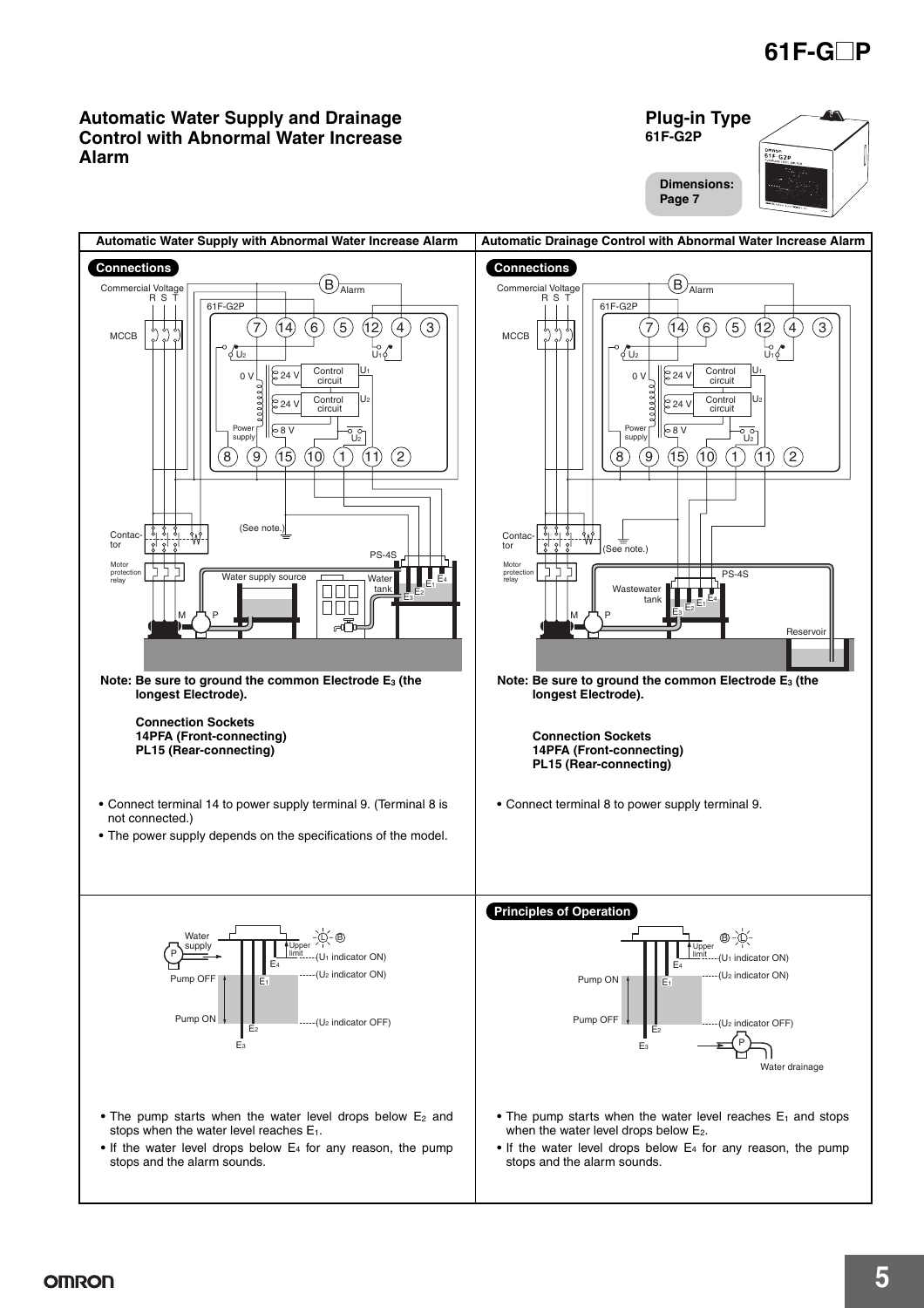# Automatic Water Supply and Drainage Control with Abnormal Water Increase Alarm

**Plug-in Type**
**61F-G2P**

**Dimensions: Page 7**

## Automatic Water Supply with Abnormal Water Increase Alarm

### Connections

**Note: Be sure to ground the common Electrode $E_3$ (the longest Electrode).**

**Connection Sockets**
**14PFA (Front-connecting)**
**PL15 (Rear-connecting)**

- Connect terminal 14 to power supply terminal 9. (Terminal 8 is not connected.)
- The power supply depends on the specifications of the model.

- The pump starts when the water level drops below $E_2$ and stops when the water level reaches $E_1$.
- If the water level drops below $E_4$ for any reason, the pump stops and the alarm sounds.

## Automatic Drainage Control with Abnormal Water Increase Alarm

### Connections

**Note: Be sure to ground the common Electrode $E_3$ (the longest Electrode).**

**Connection Sockets**
**14PFA (Front-connecting)**
**PL15 (Rear-connecting)**

- Connect terminal 8 to power supply terminal 9.

### Principles of Operation

- The pump starts when the water level reaches $E_1$ and stops when the water level drops below $E_2$.
- If the water level drops below $E_4$ for any reason, the pump stops and the alarm sounds.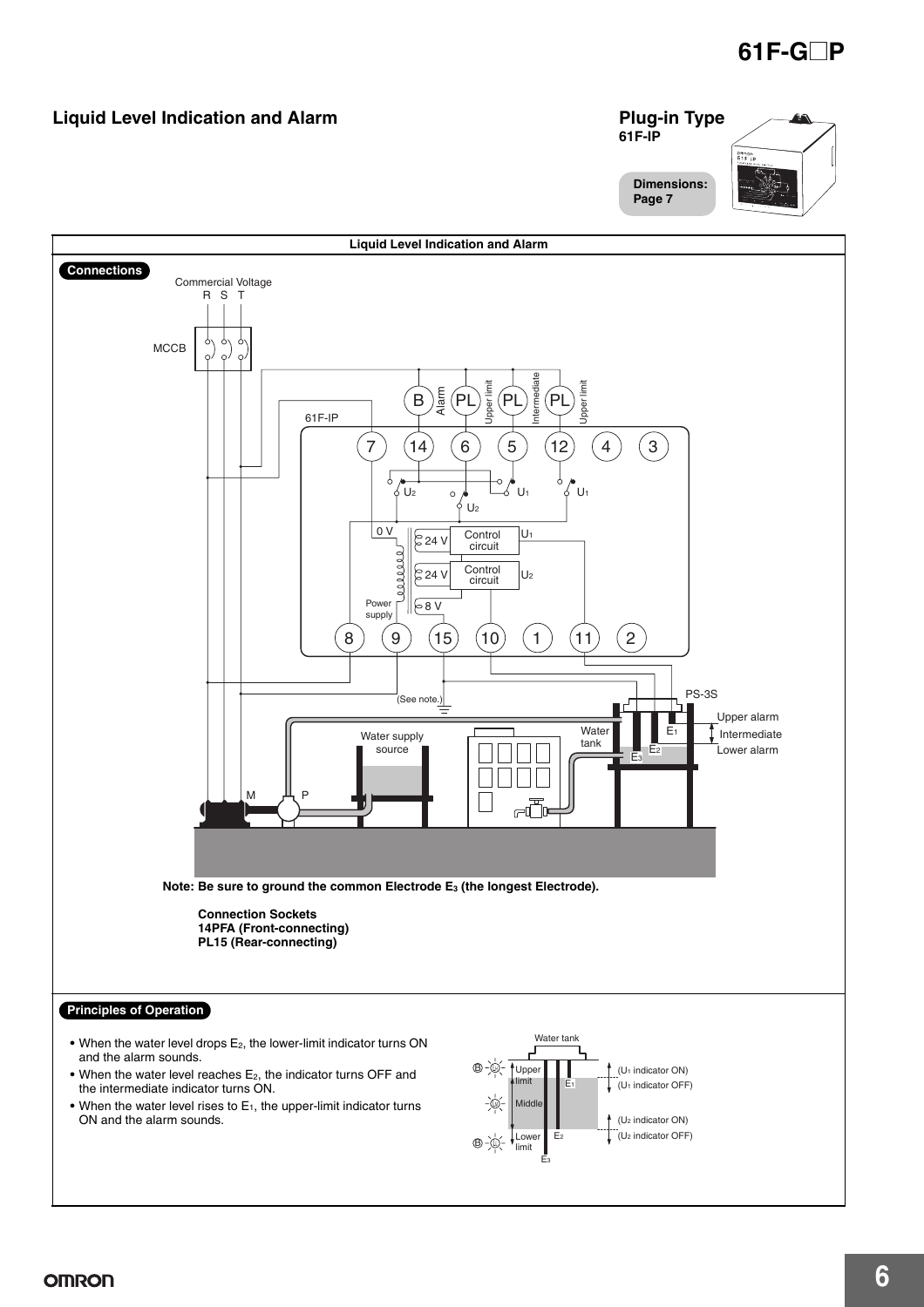## Liquid Level Indication and Alarm

**Plug-in Type**
**61F-IP**

**Dimensions: Page 7**

### Liquid Level Indication and Alarm

**Connections**

Commercial Voltage
R S T

MCCB

B Alarm, PL Upper limit, PL Intermediate, PL Upper limit

61F-IP

7 14 6 5 12 4 3

$U_2$ $U_2$ $U_1$ $U_1$

0 V, 24 V Control circuit $U_1$, 24 V Control circuit $U_2$, Power supply, 8 V

8 9 15 10 1 11 2

(See note.)

PS-3S

Upper alarm
Intermediate
Lower alarm

Water supply source

Water tank

$E_1$ $E_2$ $E_3$

M P

**Note: Be sure to ground the common Electrode $E_3$ (the longest Electrode).**

**Connection Sockets**
**14PFA (Front-connecting)**
**PL15 (Rear-connecting)**

**Principles of Operation**

- When the water level drops $E_2$, the lower-limit indicator turns ON and the alarm sounds.
- When the water level reaches $E_2$, the indicator turns OFF and the intermediate indicator turns ON.
- When the water level rises to $E_1$, the upper-limit indicator turns ON and the alarm sounds.

Water tank

B Upper limit — $E_1$ — ($U_1$ indicator ON) ($U_1$ indicator OFF)

Middle

B Lower limit — $E_2$ — ($U_2$ indicator ON) ($U_2$ indicator OFF)

$E_3$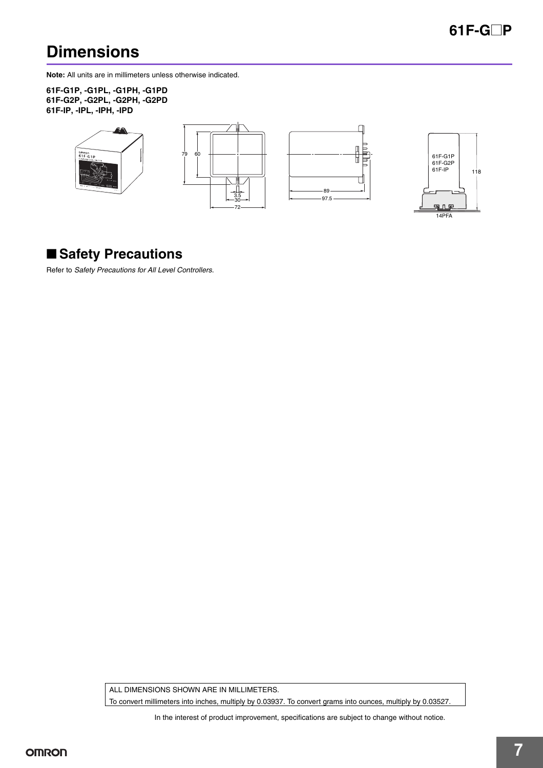# Dimensions

**Note:** All units are in millimeters unless otherwise indicated.

**61F-G1P, -G1PL, -G1PH, -G1PD**
**61F-G2P, -G2PL, -G2PH, -G2PD**
**61F-IP, -IPL, -IPH, -IPD**

## ■ Safety Precautions

Refer to *Safety Precautions for All Level Controllers*.

ALL DIMENSIONS SHOWN ARE IN MILLIMETERS.
To convert millimeters into inches, multiply by 0.03937. To convert grams into ounces, multiply by 0.03527.

In the interest of product improvement, specifications are subject to change without notice.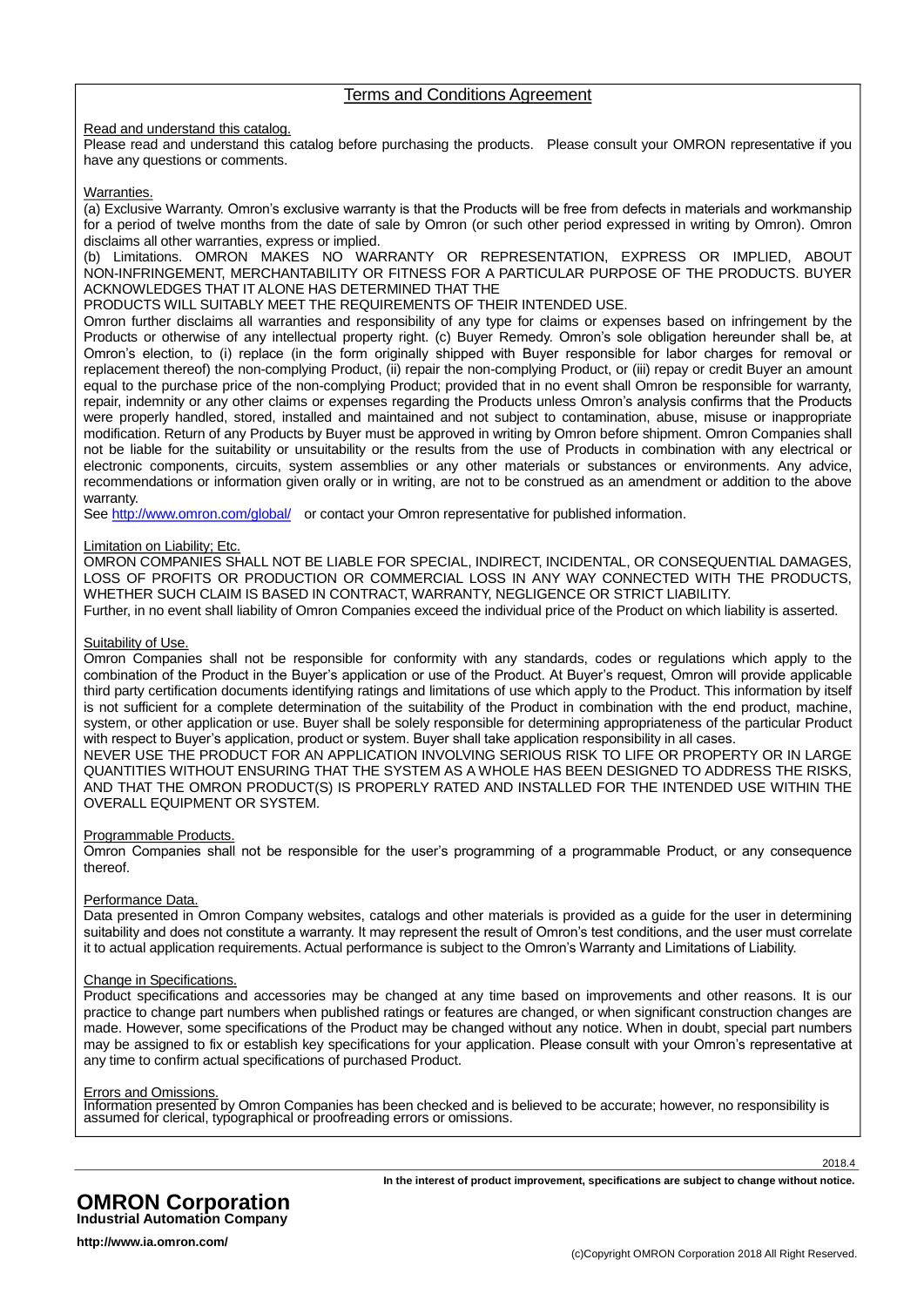## Terms and Conditions Agreement

Read and understand this catalog.

Please read and understand this catalog before purchasing the products. Please consult your OMRON representative if you have any questions or comments.

Warranties.

(a) Exclusive Warranty. Omron's exclusive warranty is that the Products will be free from defects in materials and workmanship for a period of twelve months from the date of sale by Omron (or such other period expressed in writing by Omron). Omron disclaims all other warranties, express or implied.

(b) Limitations. OMRON MAKES NO WARRANTY OR REPRESENTATION, EXPRESS OR IMPLIED, ABOUT NON-INFRINGEMENT, MERCHANTABILITY OR FITNESS FOR A PARTICULAR PURPOSE OF THE PRODUCTS. BUYER ACKNOWLEDGES THAT IT ALONE HAS DETERMINED THAT THE PRODUCTS WILL SUITABLY MEET THE REQUIREMENTS OF THEIR INTENDED USE.

Omron further disclaims all warranties and responsibility of any type for claims or expenses based on infringement by the Products or otherwise of any intellectual property right. (c) Buyer Remedy. Omron's sole obligation hereunder shall be, at Omron's election, to (i) replace (in the form originally shipped with Buyer responsible for labor charges for removal or replacement thereof) the non-complying Product, (ii) repair the non-complying Product, or (iii) repay or credit Buyer an amount equal to the purchase price of the non-complying Product; provided that in no event shall Omron be responsible for warranty, repair, indemnity or any other claims or expenses regarding the Products unless Omron's analysis confirms that the Products were properly handled, stored, installed and maintained and not subject to contamination, abuse, misuse or inappropriate modification. Return of any Products by Buyer must be approved in writing by Omron before shipment. Omron Companies shall not be liable for the suitability or unsuitability or the results from the use of Products in combination with any electrical or electronic components, circuits, system assemblies or any other materials or substances or environments. Any advice, recommendations or information given orally or in writing, are not to be construed as an amendment or addition to the above warranty.

See http://www.omron.com/global/ or contact your Omron representative for published information.

Limitation on Liability; Etc.

OMRON COMPANIES SHALL NOT BE LIABLE FOR SPECIAL, INDIRECT, INCIDENTAL, OR CONSEQUENTIAL DAMAGES, LOSS OF PROFITS OR PRODUCTION OR COMMERCIAL LOSS IN ANY WAY CONNECTED WITH THE PRODUCTS, WHETHER SUCH CLAIM IS BASED IN CONTRACT, WARRANTY, NEGLIGENCE OR STRICT LIABILITY.

Further, in no event shall liability of Omron Companies exceed the individual price of the Product on which liability is asserted.

Suitability of Use.

Omron Companies shall not be responsible for conformity with any standards, codes or regulations which apply to the combination of the Product in the Buyer's application or use of the Product. At Buyer's request, Omron will provide applicable third party certification documents identifying ratings and limitations of use which apply to the Product. This information by itself is not sufficient for a complete determination of the suitability of the Product in combination with the end product, machine, system, or other application or use. Buyer shall be solely responsible for determining appropriateness of the particular Product with respect to Buyer's application, product or system. Buyer shall take application responsibility in all cases.

NEVER USE THE PRODUCT FOR AN APPLICATION INVOLVING SERIOUS RISK TO LIFE OR PROPERTY OR IN LARGE QUANTITIES WITHOUT ENSURING THAT THE SYSTEM AS A WHOLE HAS BEEN DESIGNED TO ADDRESS THE RISKS, AND THAT THE OMRON PRODUCT(S) IS PROPERLY RATED AND INSTALLED FOR THE INTENDED USE WITHIN THE OVERALL EQUIPMENT OR SYSTEM.

Programmable Products.

Omron Companies shall not be responsible for the user's programming of a programmable Product, or any consequence thereof.

Performance Data.

Data presented in Omron Company websites, catalogs and other materials is provided as a guide for the user in determining suitability and does not constitute a warranty. It may represent the result of Omron's test conditions, and the user must correlate it to actual application requirements. Actual performance is subject to the Omron's Warranty and Limitations of Liability.

Change in Specifications.

Product specifications and accessories may be changed at any time based on improvements and other reasons. It is our practice to change part numbers when published ratings or features are changed, or when significant construction changes are made. However, some specifications of the Product may be changed without any notice. When in doubt, special part numbers may be assigned to fix or establish key specifications for your application. Please consult with your Omron's representative at any time to confirm actual specifications of purchased Product.

Errors and Omissions.

Information presented by Omron Companies has been checked and is believed to be accurate; however, no responsibility is assumed for clerical, typographical or proofreading errors or omissions.

2018.4

**In the interest of product improvement, specifications are subject to change without notice.**

**OMRON Corporation**
**Industrial Automation Company**

**http://www.ia.omron.com/**

(c)Copyright OMRON Corporation 2018 All Right Reserved.